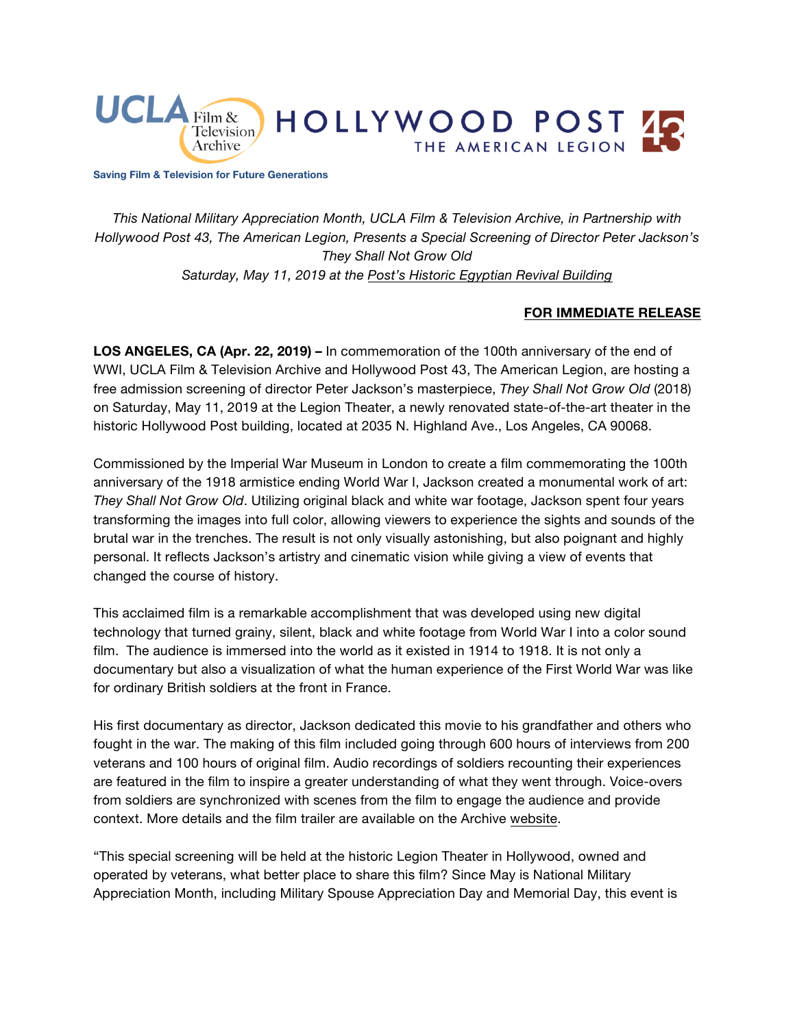UCLA Film & Television Archive

HOLLYWOOD POST 43 THE AMERICAN LEGION

**Saving Film & Television for Future Generations**

*This National Military Appreciation Month, UCLA Film & Television Archive, in Partnership with Hollywood Post 43, The American Legion, Presents a Special Screening of Director Peter Jackson's They Shall Not Grow Old*
*Saturday, May 11, 2019 at the Post's Historic Egyptian Revival Building*

**FOR IMMEDIATE RELEASE**

**LOS ANGELES, CA (Apr. 22, 2019) –** In commemoration of the 100th anniversary of the end of WWI, UCLA Film & Television Archive and Hollywood Post 43, The American Legion, are hosting a free admission screening of director Peter Jackson's masterpiece, *They Shall Not Grow Old* (2018) on Saturday, May 11, 2019 at the Legion Theater, a newly renovated state-of-the-art theater in the historic Hollywood Post building, located at 2035 N. Highland Ave., Los Angeles, CA 90068.

Commissioned by the Imperial War Museum in London to create a film commemorating the 100th anniversary of the 1918 armistice ending World War I, Jackson created a monumental work of art: *They Shall Not Grow Old*. Utilizing original black and white war footage, Jackson spent four years transforming the images into full color, allowing viewers to experience the sights and sounds of the brutal war in the trenches. The result is not only visually astonishing, but also poignant and highly personal. It reflects Jackson's artistry and cinematic vision while giving a view of events that changed the course of history.

This acclaimed film is a remarkable accomplishment that was developed using new digital technology that turned grainy, silent, black and white footage from World War I into a color sound film. The audience is immersed into the world as it existed in 1914 to 1918. It is not only a documentary but also a visualization of what the human experience of the First World War was like for ordinary British soldiers at the front in France.

His first documentary as director, Jackson dedicated this movie to his grandfather and others who fought in the war. The making of this film included going through 600 hours of interviews from 200 veterans and 100 hours of original film. Audio recordings of soldiers recounting their experiences are featured in the film to inspire a greater understanding of what they went through. Voice-overs from soldiers are synchronized with scenes from the film to engage the audience and provide context. More details and the film trailer are available on the Archive website.

"This special screening will be held at the historic Legion Theater in Hollywood, owned and operated by veterans, what better place to share this film? Since May is National Military Appreciation Month, including Military Spouse Appreciation Day and Memorial Day, this event is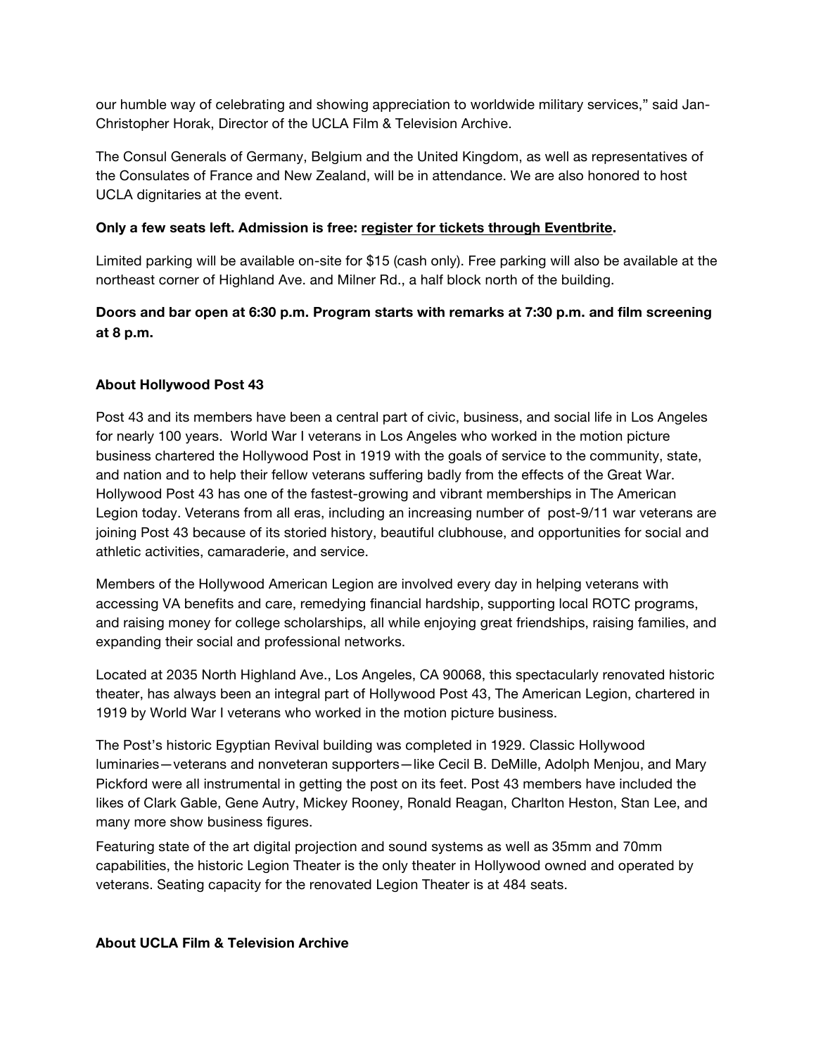our humble way of celebrating and showing appreciation to worldwide military services," said Jan-Christopher Horak, Director of the UCLA Film & Television Archive.

The Consul Generals of Germany, Belgium and the United Kingdom, as well as representatives of the Consulates of France and New Zealand, will be in attendance. We are also honored to host UCLA dignitaries at the event.

**Only a few seats left. Admission is free: register for tickets through Eventbrite.**

Limited parking will be available on-site for $15 (cash only). Free parking will also be available at the northeast corner of Highland Ave. and Milner Rd., a half block north of the building.

**Doors and bar open at 6:30 p.m. Program starts with remarks at 7:30 p.m. and film screening at 8 p.m.**

**About Hollywood Post 43**

Post 43 and its members have been a central part of civic, business, and social life in Los Angeles for nearly 100 years. World War I veterans in Los Angeles who worked in the motion picture business chartered the Hollywood Post in 1919 with the goals of service to the community, state, and nation and to help their fellow veterans suffering badly from the effects of the Great War. Hollywood Post 43 has one of the fastest-growing and vibrant memberships in The American Legion today. Veterans from all eras, including an increasing number of post-9/11 war veterans are joining Post 43 because of its storied history, beautiful clubhouse, and opportunities for social and athletic activities, camaraderie, and service.

Members of the Hollywood American Legion are involved every day in helping veterans with accessing VA benefits and care, remedying financial hardship, supporting local ROTC programs, and raising money for college scholarships, all while enjoying great friendships, raising families, and expanding their social and professional networks.

Located at 2035 North Highland Ave., Los Angeles, CA 90068, this spectacularly renovated historic theater, has always been an integral part of Hollywood Post 43, The American Legion, chartered in 1919 by World War I veterans who worked in the motion picture business.

The Post's historic Egyptian Revival building was completed in 1929. Classic Hollywood luminaries—veterans and nonveteran supporters—like Cecil B. DeMille, Adolph Menjou, and Mary Pickford were all instrumental in getting the post on its feet. Post 43 members have included the likes of Clark Gable, Gene Autry, Mickey Rooney, Ronald Reagan, Charlton Heston, Stan Lee, and many more show business figures.

Featuring state of the art digital projection and sound systems as well as 35mm and 70mm capabilities, the historic Legion Theater is the only theater in Hollywood owned and operated by veterans. Seating capacity for the renovated Legion Theater is at 484 seats.

**About UCLA Film & Television Archive**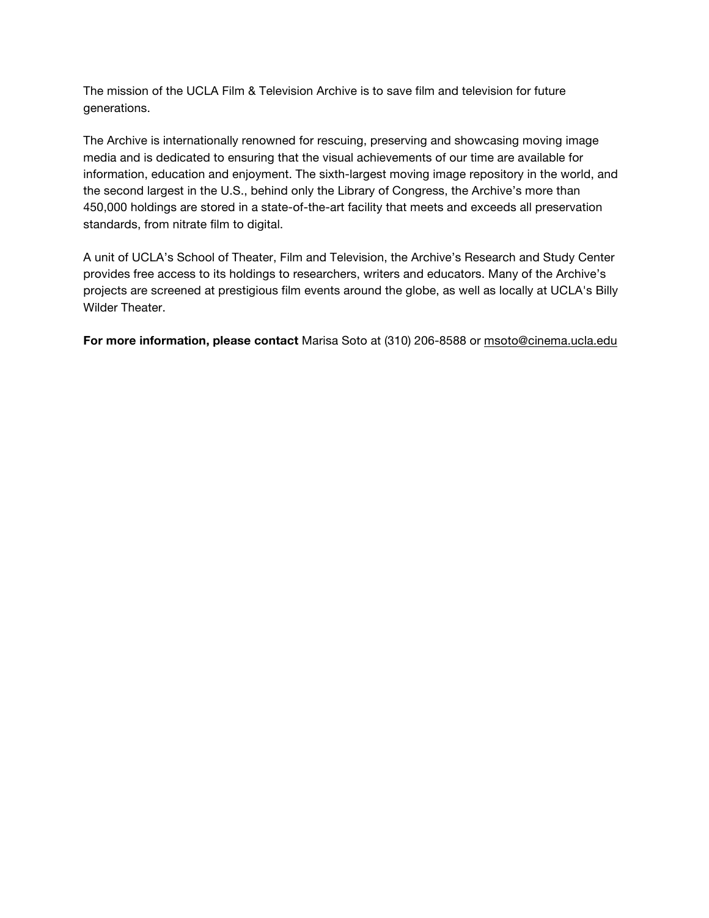The mission of the UCLA Film & Television Archive is to save film and television for future generations.

The Archive is internationally renowned for rescuing, preserving and showcasing moving image media and is dedicated to ensuring that the visual achievements of our time are available for information, education and enjoyment. The sixth-largest moving image repository in the world, and the second largest in the U.S., behind only the Library of Congress, the Archive's more than 450,000 holdings are stored in a state-of-the-art facility that meets and exceeds all preservation standards, from nitrate film to digital.

A unit of UCLA's School of Theater, Film and Television, the Archive's Research and Study Center provides free access to its holdings to researchers, writers and educators. Many of the Archive's projects are screened at prestigious film events around the globe, as well as locally at UCLA's Billy Wilder Theater.

**For more information, please contact** Marisa Soto at (310) 206-8588 or msoto@cinema.ucla.edu